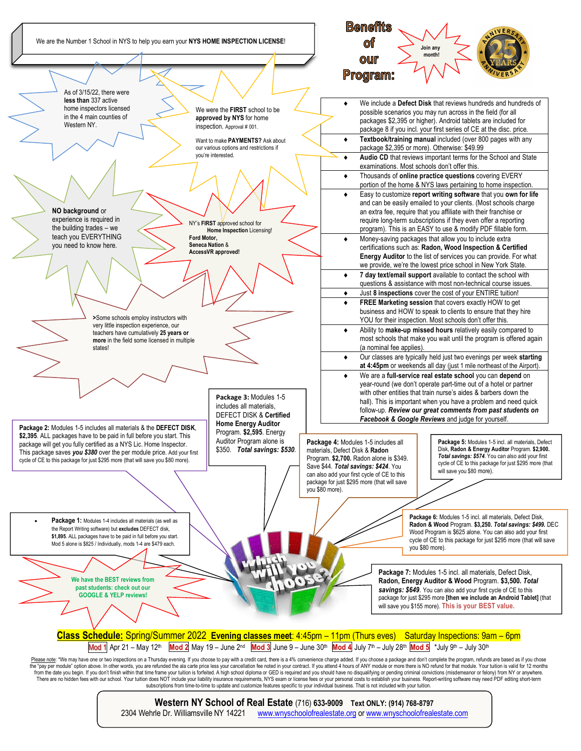We are the Number 1 School in NYS to help you earn your **NYS HOME INSPECTION LICENSE**!

# Benefits of our Program:

Join any month!

25 YEARS ANNIVERSARY

As of 3/15/22, there were **less than** 337 active home inspectors licensed in the 4 main counties of Western NY.

We were the **FIRST** school to be **approved by NYS** for home inspection. Approval # 001.

Want to make **PAYMENTS?** Ask about our various options and restrictions if you're interested.

**NO background** or experience is required in the building trades – we teach you EVERYTHING you need to know here.

NY's **FIRST** approved school for **Home Inspection** Licensing! **Ford Motor, Seneca Nation & AccessVR approved!**

**>**Some schools employ instructors with very little inspection experience, our teachers have cumulatively **25 years or more** in the field some licensed in multiple states!

- We include a **Defect Disk** that reviews hundreds and hundreds of possible scenarios you may run across in the field (for all packages $2,395 or higher). Android tablets are included for package 8 if you incl. your first series of CE at the disc. price.
- **Textbook/training manual** included (over 800 pages with any package $2,395 or more). Otherwise: $49.99
- **Audio CD** that reviews important terms for the School and State examinations. Most schools don't offer this.
- Thousands of **online practice questions** covering EVERY portion of the home & NYS laws pertaining to home inspection.
- Easy to customize **report writing software** that you **own for life** and can be easily emailed to your clients. (Most schools charge an extra fee, require that you affiliate with their franchise or require long-term subscriptions if they even offer a reporting program). This is an EASY to use & modify PDF fillable form.
- Money-saving packages that allow you to include extra certifications such as: **Radon, Wood Inspection & Certified Energy Auditor** to the list of services you can provide. For what we provide, we're the lowest price school in New York State.
- **7 day text/email support** available to contact the school with questions & assistance with most non-technical course issues.
- Just **8 inspections** cover the cost of your ENTIRE tuition!
- **FREE Marketing session** that covers exactly HOW to get business and HOW to speak to clients to ensure that they hire YOU for their inspection. Most schools don't offer this.
- Ability to **make-up missed hours** relatively easily compared to most schools that make you wait until the program is offered again (a nominal fee applies).
- Our classes are typically held just two evenings per week **starting at 4:45pm** or weekends all day (just 1 mile northeast of the Airport).
- We are a **full-service real estate school** you can **depend** on year-round (we don't operate part-time out of a hotel or partner with other entities that train nurse's aides & barbers down the hall). This is important when you have a problem and need quick follow-up. ***Review our great comments from past students on Facebook & Google Reviews*** and judge for yourself.

**Package 1:** Modules 1-4 includes all materials (as well as the Report Writing software) but **excludes** DEFECT disk, **$1,895**. ALL packages have to be paid in full before you start. Mod 5 alone is $825 / Individually, mods 1-4 are $479 each.

**Package 2:** Modules 1-5 includes all materials & the **DEFECT DISK**, **$2,395**. ALL packages have to be paid in full before you start. This package will get you fully certified as a NYS Lic. Home Inspector. This package saves ***you $380*** over the per module price. Add your first cycle of CE to this package for just $295 more (that will save you $80 more).

**Package 3:** Modules 1-5 includes all materials, DEFECT DISK & **Certified Home Energy Auditor** Program. **$2,595**. Energy Auditor Program alone is $350. ***Total savings: $530***.

**Package 4:** Modules 1-5 includes all materials, Defect Disk & **Radon** Program. **$2,700.** Radon alone is $349. Save $44. ***Total savings: $424***. You can also add your first cycle of CE to this package for just $295 more (that will save you $80 more).

**Package 5:** Modules 1-5 incl. all materials, Defect Disk, **Radon & Energy Auditor** Program. **$2,900.** ***Total savings: $574***. You can also add your first cycle of CE to this package for just $295 more (that will save you $80 more).

**Package 6:** Modules 1-5 incl. all materials, Defect Disk, **Radon & Wood** Program. **$3,250.** ***Total savings: $499.*** DEC Wood Program is $625 alone. You can also add your first cycle of CE to this package for just $295 more (that will save you $80 more).

**Package 7:** Modules 1-5 incl. all materials, Defect Disk, **Radon, Energy Auditor & Wood** Program. **$3,500.** ***Total savings: $649***. You can also add your first cycle of CE to this package for just $295 more **[then we include an Android Tablet]** (that will save you $155 more). **This is your BEST value.**

Which will you choose?

**We have the BEST reviews from past students: check out our GOOGLE & YELP reviews!**

**Class Schedule:** Spring/Summer 2022 **Evening classes meet**: 4:45pm – 11pm (Thurs eves) Saturday Inspections: 9am – 6pm

**Mod 1** Apr 21 – May 12th **Mod 2** May 19 – June 2nd **Mod 3** June 9 – June 30th **Mod 4** July 7th – July 28th **Mod 5** *July 9th – July 30th

Please note: *We may have one or two inspections on a Thursday evening. If you choose to pay with a credit card, there is a 4% convenience charge added. If you choose a package and don't complete the program, refunds are based as if you chose the "pay per module" option above. In other words, you are refunded the ala carte price less your cancellation fee noted in your contract. If you attend 4 hours of ANY module or more there is NO refund for that module. Your tuition is valid for 12 months from the date you begin. If you don't finish within that time frame your tuition is forfeited. A high school diploma or GED is required and you should have no disqualifying or pending criminal convictions (misdemeanor or felony) from NY or anywhere. There are no hidden fees with our school. Your tuition does NOT include your liability insurance requirements, NYS exam or license fees or your personal costs to establish your business. Report-writing software may need PDF editing short-term subscriptions from time-to-time to update and customize features specific to your individual business. That is not included with your tuition.

**Western NY School of Real Estate** (716) **633-9009** **Text ONLY: (914) 768-8797**
2304 Wehrle Dr. Williamsville NY 14221 www.wnyschoolofrealestate.org or www.wnyschoolofrealestate.com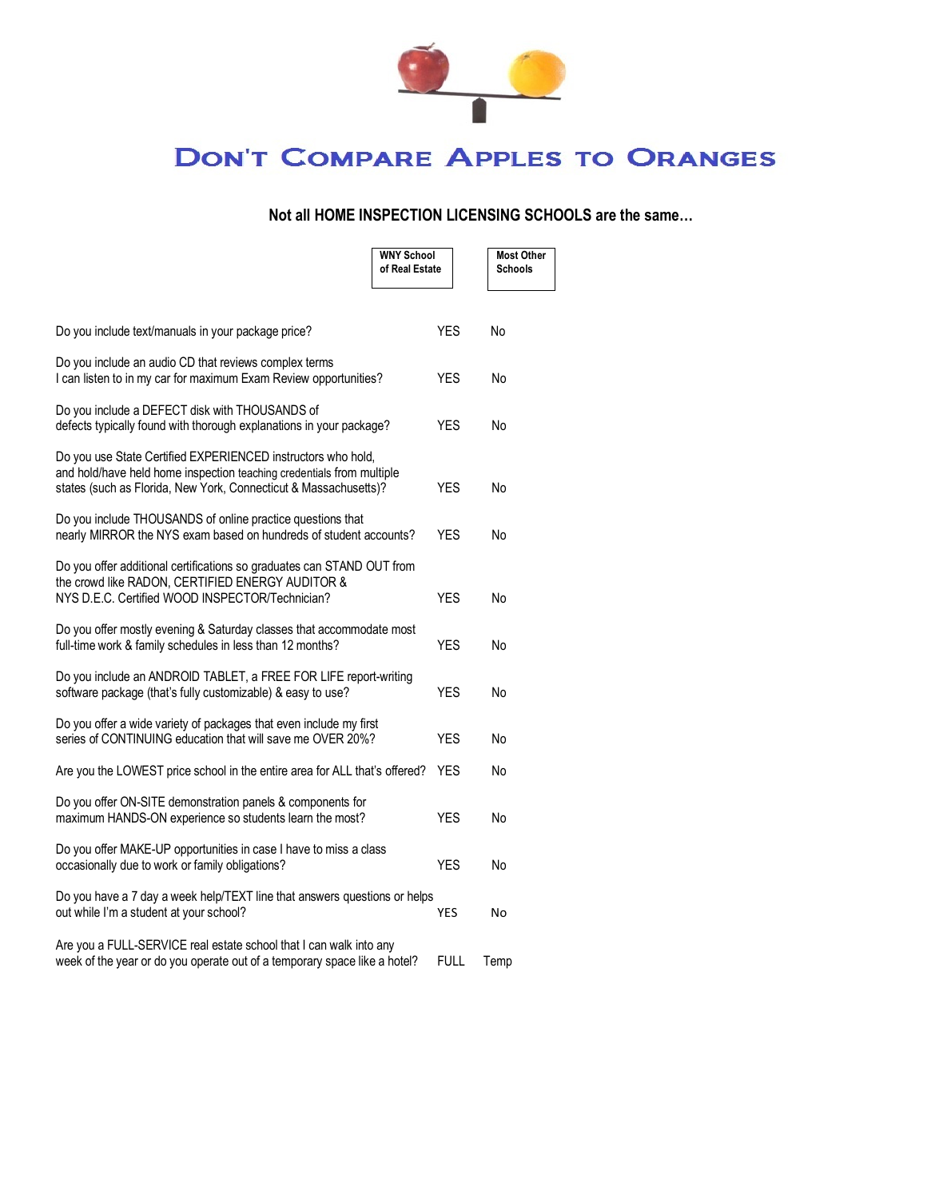# Don't Compare Apples to Oranges

**Not all HOME INSPECTION LICENSING SCHOOLS are the same…**

| | WNY School of Real Estate | Most Other Schools |
|---|---|---|
| Do you include text/manuals in your package price? | YES | No |
| Do you include an audio CD that reviews complex terms I can listen to in my car for maximum Exam Review opportunities? | YES | No |
| Do you include a DEFECT disk with THOUSANDS of defects typically found with thorough explanations in your package? | YES | No |
| Do you use State Certified EXPERIENCED instructors who hold, and hold/have held home inspection teaching credentials from multiple states (such as Florida, New York, Connecticut & Massachusetts)? | YES | No |
| Do you include THOUSANDS of online practice questions that nearly MIRROR the NYS exam based on hundreds of student accounts? | YES | No |
| Do you offer additional certifications so graduates can STAND OUT from the crowd like RADON, CERTIFIED ENERGY AUDITOR & NYS D.E.C. Certified WOOD INSPECTOR/Technician? | YES | No |
| Do you offer mostly evening & Saturday classes that accommodate most full-time work & family schedules in less than 12 months? | YES | No |
| Do you include an ANDROID TABLET, a FREE FOR LIFE report-writing software package (that's fully customizable) & easy to use? | YES | No |
| Do you offer a wide variety of packages that even include my first series of CONTINUING education that will save me OVER 20%? | YES | No |
| Are you the LOWEST price school in the entire area for ALL that's offered? | YES | No |
| Do you offer ON-SITE demonstration panels & components for maximum HANDS-ON experience so students learn the most? | YES | No |
| Do you offer MAKE-UP opportunities in case I have to miss a class occasionally due to work or family obligations? | YES | No |
| Do you have a 7 day a week help/TEXT line that answers questions or helps out while I'm a student at your school? | YES | No |
| Are you a FULL-SERVICE real estate school that I can walk into any week of the year or do you operate out of a temporary space like a hotel? | FULL | Temp |